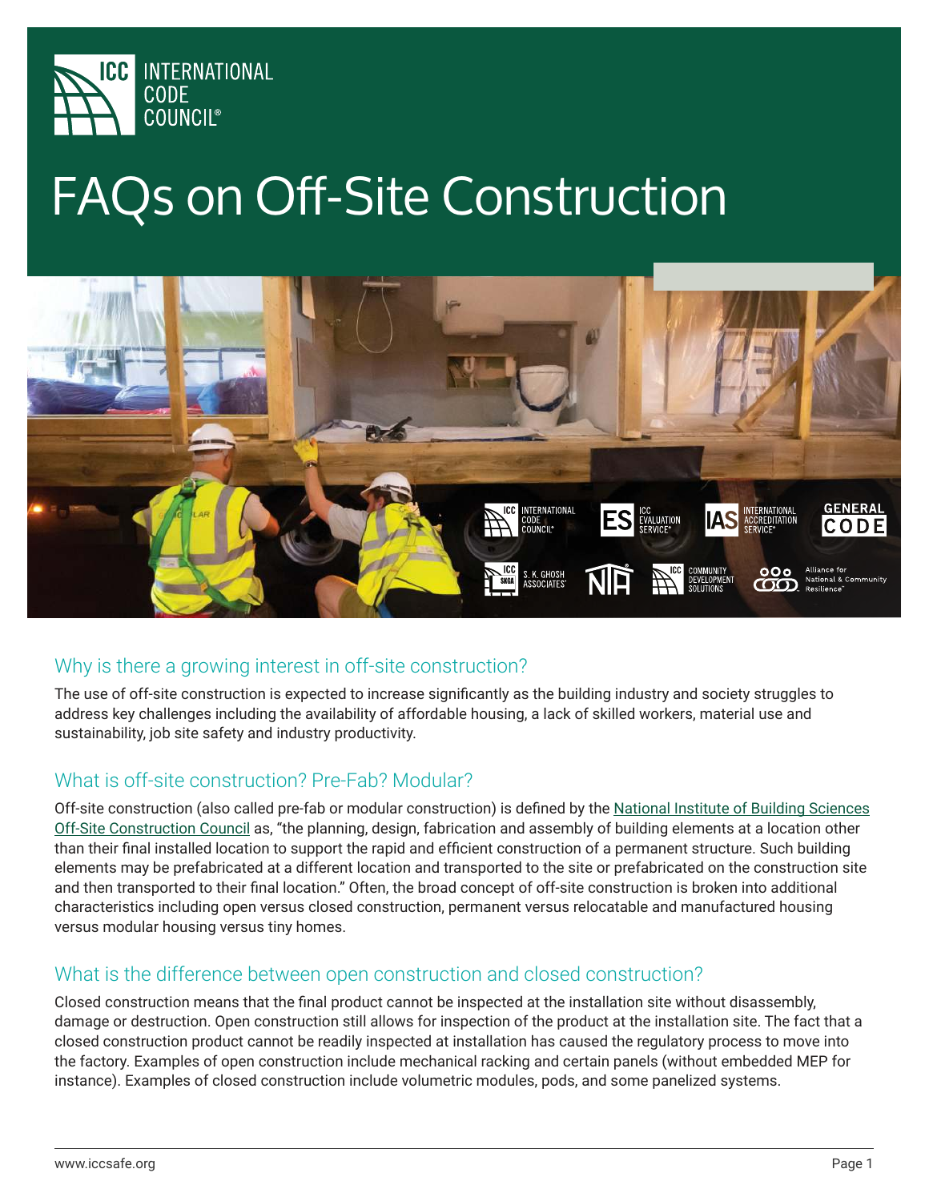# FAQs on Off-Site Construction

## Why is there a growing interest in off-site construction?

The use of off-site construction is expected to increase significantly as the building industry and society struggles to address key challenges including the availability of affordable housing, a lack of skilled workers, material use and sustainability, job site safety and industry productivity.

## What is off-site construction? Pre-Fab? Modular?

Off-site construction (also called pre-fab or modular construction) is defined by the National Institute of Building Sciences Off-Site Construction Council as, "the planning, design, fabrication and assembly of building elements at a location other than their final installed location to support the rapid and efficient construction of a permanent structure. Such building elements may be prefabricated at a different location and transported to the site or prefabricated on the construction site and then transported to their final location." Often, the broad concept of off-site construction is broken into additional characteristics including open versus closed construction, permanent versus relocatable and manufactured housing versus modular housing versus tiny homes.

## What is the difference between open construction and closed construction?

Closed construction means that the final product cannot be inspected at the installation site without disassembly, damage or destruction. Open construction still allows for inspection of the product at the installation site. The fact that a closed construction product cannot be readily inspected at installation has caused the regulatory process to move into the factory. Examples of open construction include mechanical racking and certain panels (without embedded MEP for instance). Examples of closed construction include volumetric modules, pods, and some panelized systems.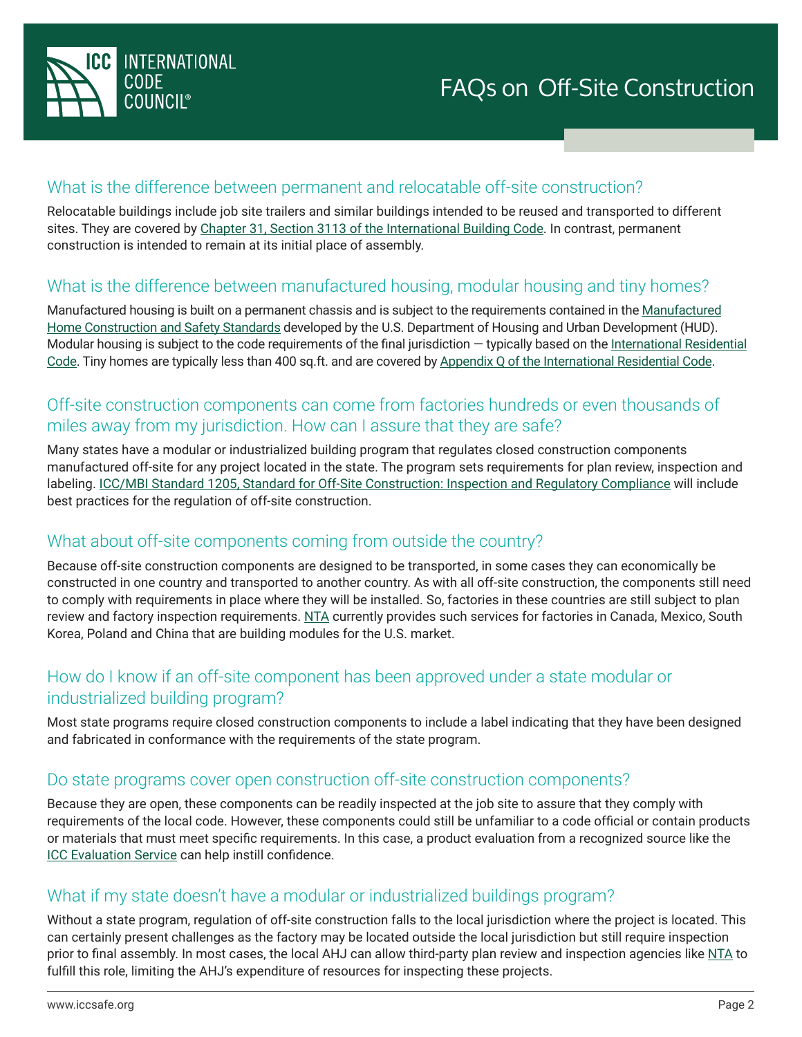## What is the difference between permanent and relocatable off-site construction?

Relocatable buildings include job site trailers and similar buildings intended to be reused and transported to different sites. They are covered by Chapter 31, Section 3113 of the International Building Code. In contrast, permanent construction is intended to remain at its initial place of assembly.

## What is the difference between manufactured housing, modular housing and tiny homes?

Manufactured housing is built on a permanent chassis and is subject to the requirements contained in the Manufactured Home Construction and Safety Standards developed by the U.S. Department of Housing and Urban Development (HUD). Modular housing is subject to the code requirements of the final jurisdiction — typically based on the International Residential Code. Tiny homes are typically less than 400 sq.ft. and are covered by Appendix Q of the International Residential Code.

## Off-site construction components can come from factories hundreds or even thousands of miles away from my jurisdiction. How can I assure that they are safe?

Many states have a modular or industrialized building program that regulates closed construction components manufactured off-site for any project located in the state. The program sets requirements for plan review, inspection and labeling. ICC/MBI Standard 1205, Standard for Off-Site Construction: Inspection and Regulatory Compliance will include best practices for the regulation of off-site construction.

## What about off-site components coming from outside the country?

Because off-site construction components are designed to be transported, in some cases they can economically be constructed in one country and transported to another country. As with all off-site construction, the components still need to comply with requirements in place where they will be installed. So, factories in these countries are still subject to plan review and factory inspection requirements. NTA currently provides such services for factories in Canada, Mexico, South Korea, Poland and China that are building modules for the U.S. market.

## How do I know if an off-site component has been approved under a state modular or industrialized building program?

Most state programs require closed construction components to include a label indicating that they have been designed and fabricated in conformance with the requirements of the state program.

## Do state programs cover open construction off-site construction components?

Because they are open, these components can be readily inspected at the job site to assure that they comply with requirements of the local code. However, these components could still be unfamiliar to a code official or contain products or materials that must meet specific requirements. In this case, a product evaluation from a recognized source like the ICC Evaluation Service can help instill confidence.

## What if my state doesn't have a modular or industrialized buildings program?

Without a state program, regulation of off-site construction falls to the local jurisdiction where the project is located. This can certainly present challenges as the factory may be located outside the local jurisdiction but still require inspection prior to final assembly. In most cases, the local AHJ can allow third-party plan review and inspection agencies like NTA to fulfill this role, limiting the AHJ's expenditure of resources for inspecting these projects.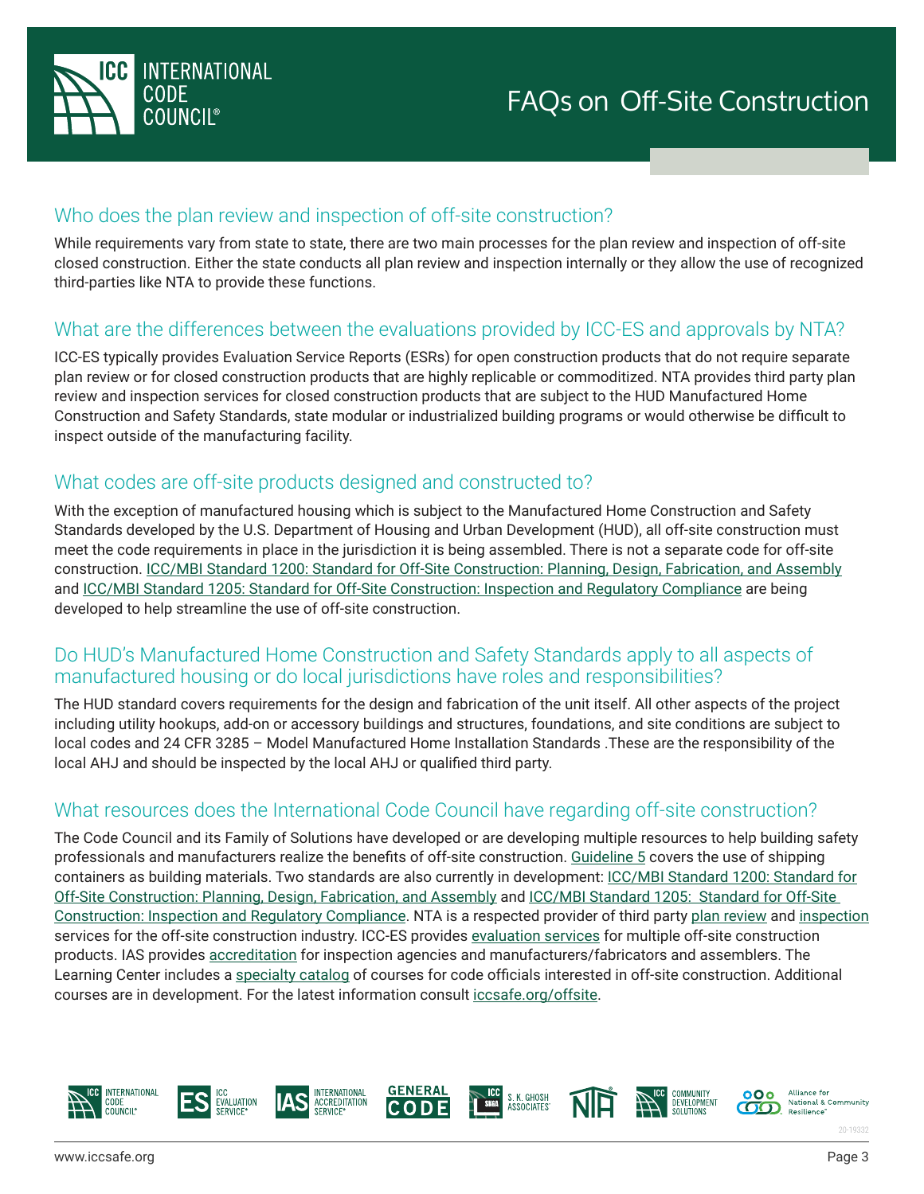# FAQs on Off-Site Construction

## Who does the plan review and inspection of off-site construction?

While requirements vary from state to state, there are two main processes for the plan review and inspection of off-site closed construction. Either the state conducts all plan review and inspection internally or they allow the use of recognized third-parties like NTA to provide these functions.

## What are the differences between the evaluations provided by ICC-ES and approvals by NTA?

ICC-ES typically provides Evaluation Service Reports (ESRs) for open construction products that do not require separate plan review or for closed construction products that are highly replicable or commoditized. NTA provides third party plan review and inspection services for closed construction products that are subject to the HUD Manufactured Home Construction and Safety Standards, state modular or industrialized building programs or would otherwise be difficult to inspect outside of the manufacturing facility.

## What codes are off-site products designed and constructed to?

With the exception of manufactured housing which is subject to the Manufactured Home Construction and Safety Standards developed by the U.S. Department of Housing and Urban Development (HUD), all off-site construction must meet the code requirements in place in the jurisdiction it is being assembled. There is not a separate code for off-site construction. ICC/MBI Standard 1200: Standard for Off-Site Construction: Planning, Design, Fabrication, and Assembly and ICC/MBI Standard 1205: Standard for Off-Site Construction: Inspection and Regulatory Compliance are being developed to help streamline the use of off-site construction.

## Do HUD's Manufactured Home Construction and Safety Standards apply to all aspects of manufactured housing or do local jurisdictions have roles and responsibilities?

The HUD standard covers requirements for the design and fabrication of the unit itself. All other aspects of the project including utility hookups, add-on or accessory buildings and structures, foundations, and site conditions are subject to local codes and 24 CFR 3285 – Model Manufactured Home Installation Standards .These are the responsibility of the local AHJ and should be inspected by the local AHJ or qualified third party.

## What resources does the International Code Council have regarding off-site construction?

The Code Council and its Family of Solutions have developed or are developing multiple resources to help building safety professionals and manufacturers realize the benefits of off-site construction. Guideline 5 covers the use of shipping containers as building materials. Two standards are also currently in development: ICC/MBI Standard 1200: Standard for Off-Site Construction: Planning, Design, Fabrication, and Assembly and ICC/MBI Standard 1205: Standard for Off-Site Construction: Inspection and Regulatory Compliance. NTA is a respected provider of third party plan review and inspection services for the off-site construction industry. ICC-ES provides evaluation services for multiple off-site construction products. IAS provides accreditation for inspection agencies and manufacturers/fabricators and assemblers. The Learning Center includes a specialty catalog of courses for code officials interested in off-site construction. Additional courses are in development. For the latest information consult iccsafe.org/offsite.

20-19332